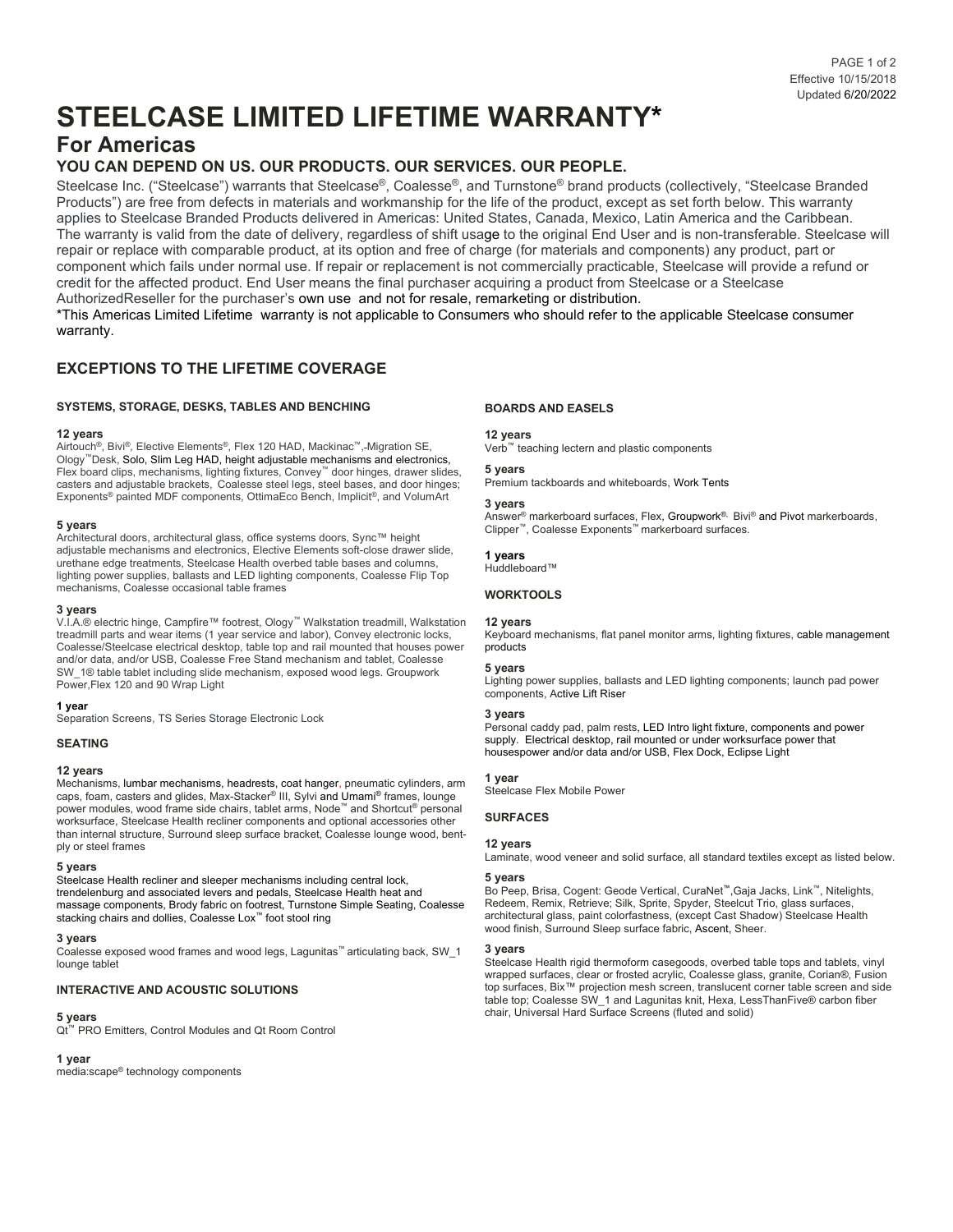# STEELCASE LIMITED LIFETIME WARRANTY*

## For Americas

### YOU CAN DEPEND ON US. OUR PRODUCTS. OUR SERVICES. OUR PEOPLE.

Steelcase Inc. ("Steelcase") warrants that Steelcase®, Coalesse®, and Turnstone® brand products (collectively, "Steelcase Branded Products") are free from defects in materials and workmanship for the life of the product, except as set forth below. This warranty applies to Steelcase Branded Products delivered in Americas: United States, Canada, Mexico, Latin America and the Caribbean. The warranty is valid from the date of delivery, regardless of shift usage to the original End User and is non-transferable. Steelcase will repair or replace with comparable product, at its option and free of charge (for materials and components) any product, part or component which fails under normal use. If repair or replacement is not commercially practicable, Steelcase will provide a refund or credit for the affected product. End User means the final purchaser acquiring a product from Steelcase or a Steelcase AuthorizedReseller for the purchaser's own use and not for resale, remarketing or distribution.

*This Americas Limited Lifetime warranty is not applicable to Consumers who should refer to the applicable Steelcase consumer warranty.

## EXCEPTIONS TO THE LIFETIME COVERAGE

### SYSTEMS, STORAGE, DESKS, TABLES AND BENCHING

**12 years**
Airtouch®, Bivi®, Elective Elements®, Flex 120 HAD, Mackinac™,-Migration SE, Ology™Desk, Solo, Slim Leg HAD, height adjustable mechanisms and electronics, Flex board clips, mechanisms, lighting fixtures, Convey™ door hinges, drawer slides, casters and adjustable brackets, Coalesse steel legs, steel bases, and door hinges; Exponents® painted MDF components, OttimaEco Bench, Implicit®, and VolumArt

**5 years**
Architectural doors, architectural glass, office systems doors, Sync™ height adjustable mechanisms and electronics, Elective Elements soft-close drawer slide, urethane edge treatments, Steelcase Health overbed table bases and columns, lighting power supplies, ballasts and LED lighting components, Coalesse Flip Top mechanisms, Coalesse occasional table frames

**3 years**
V.I.A.® electric hinge, Campfire™ footrest, Ology™ Walkstation treadmill, Walkstation treadmill parts and wear items (1 year service and labor), Convey electronic locks, Coalesse/Steelcase electrical desktop, table top and rail mounted that houses power and/or data, and/or USB, Coalesse Free Stand mechanism and tablet, Coalesse SW_1® table tablet including slide mechanism, exposed wood legs. Groupwork Power,Flex 120 and 90 Wrap Light

**1 year**
Separation Screens, TS Series Storage Electronic Lock

### SEATING

**12 years**
Mechanisms, lumbar mechanisms, headrests, coat hanger, pneumatic cylinders, arm caps, foam, casters and glides, Max-Stacker® III, Sylvi and Umami® frames, lounge power modules, wood frame side chairs, tablet arms, Node™ and Shortcut® personal worksurface, Steelcase Health recliner components and optional accessories other than internal structure, Surround sleep surface bracket, Coalesse lounge wood, bent-ply or steel frames

**5 years**
Steelcase Health recliner and sleeper mechanisms including central lock, trendelenburg and associated levers and pedals, Steelcase Health heat and massage components, Brody fabric on footrest, Turnstone Simple Seating, Coalesse stacking chairs and dollies, Coalesse Lox™ foot stool ring

**3 years**
Coalesse exposed wood frames and wood legs, Lagunitas™ articulating back, SW_1 lounge tablet

### INTERACTIVE AND ACOUSTIC SOLUTIONS

**5 years**
Qt™ PRO Emitters, Control Modules and Qt Room Control

**1 year**
media:scape® technology components

### BOARDS AND EASELS

**12 years**
Verb™ teaching lectern and plastic components

**5 years**
Premium tackboards and whiteboards, Work Tents

**3 years**
Answer® markerboard surfaces, Flex, Groupwork®, Bivi® and Pivot markerboards, Clipper™, Coalesse Exponents™ markerboard surfaces.

**1 years**
Huddleboard™

### WORKTOOLS

**12 years**
Keyboard mechanisms, flat panel monitor arms, lighting fixtures, cable management products

**5 years**
Lighting power supplies, ballasts and LED lighting components; launch pad power components, Active Lift Riser

**3 years**
Personal caddy pad, palm rests, LED Intro light fixture, components and power supply. Electrical desktop, rail mounted or under worksurface power that housespower and/or data and/or USB, Flex Dock, Eclipse Light

**1 year**
Steelcase Flex Mobile Power

### SURFACES

**12 years**
Laminate, wood veneer and solid surface, all standard textiles except as listed below.

**5 years**
Bo Peep, Brisa, Cogent: Geode Vertical, CuraNet™,Gaja Jacks, Link™, Nitelights, Redeem, Remix, Retrieve; Silk, Sprite, Spyder, Steelcut Trio, glass surfaces, architectural glass, paint colorfastness, (except Cast Shadow) Steelcase Health wood finish, Surround Sleep surface fabric, Ascent, Sheer.

**3 years**
Steelcase Health rigid thermoform casegoods, overbed table tops and tablets, vinyl wrapped surfaces, clear or frosted acrylic, Coalesse glass, granite, Corian®, Fusion top surfaces, Bix™ projection mesh screen, translucent corner table screen and side table top; Coalesse SW_1 and Lagunitas knit, Hexa, LessThanFive® carbon fiber chair, Universal Hard Surface Screens (fluted and solid)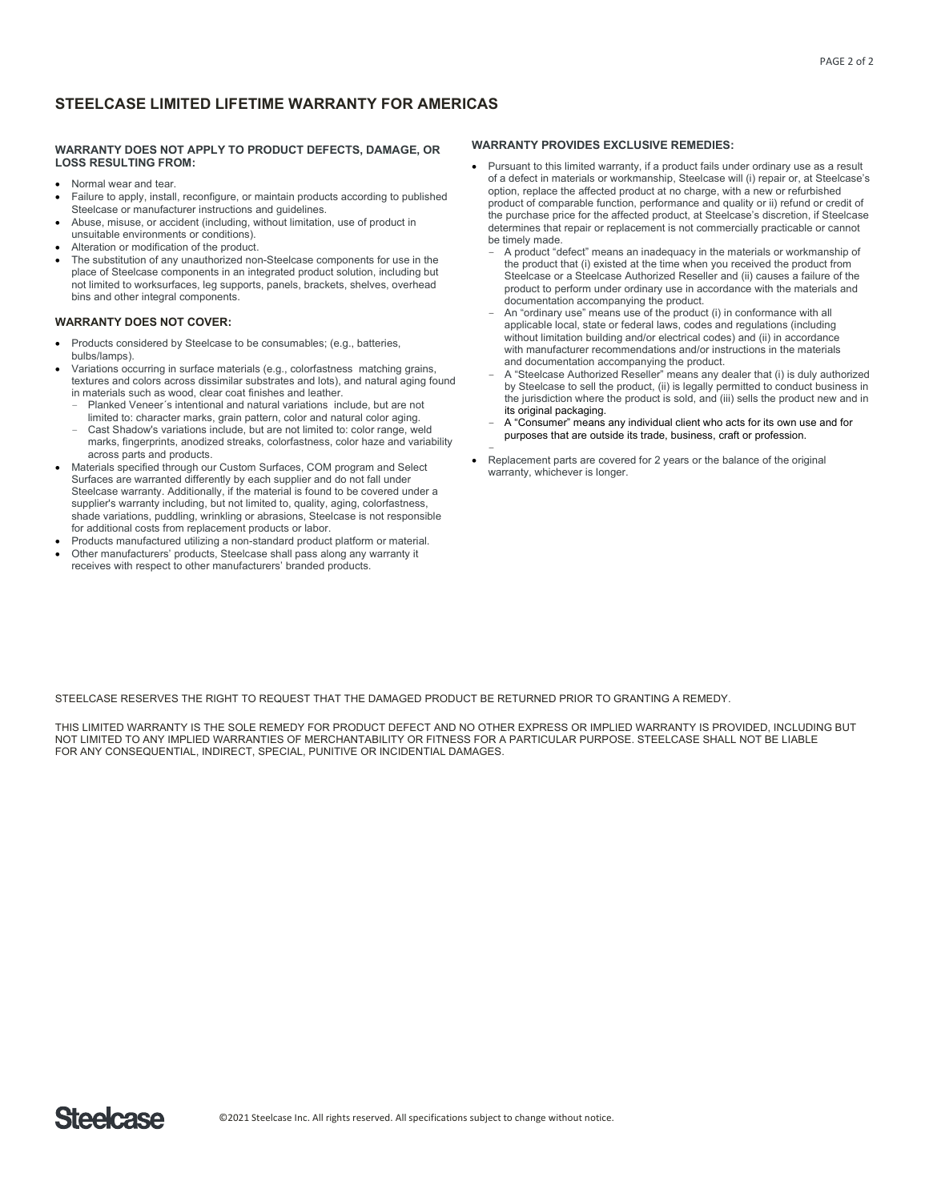# STEELCASE LIMITED LIFETIME WARRANTY FOR AMERICAS

### WARRANTY DOES NOT APPLY TO PRODUCT DEFECTS, DAMAGE, OR LOSS RESULTING FROM:

- Normal wear and tear.
- Failure to apply, install, reconfigure, or maintain products according to published Steelcase or manufacturer instructions and guidelines.
- Abuse, misuse, or accident (including, without limitation, use of product in unsuitable environments or conditions).
- Alteration or modification of the product.
- The substitution of any unauthorized non-Steelcase components for use in the place of Steelcase components in an integrated product solution, including but not limited to worksurfaces, leg supports, panels, brackets, shelves, overhead bins and other integral components.

### WARRANTY DOES NOT COVER:

- Products considered by Steelcase to be consumables; (e.g., batteries, bulbs/lamps).
- Variations occurring in surface materials (e.g., colorfastness matching grains, textures and colors across dissimilar substrates and lots), and natural aging found in materials such as wood, clear coat finishes and leather.
  - Planked Veneer´s intentional and natural variations include, but are not limited to: character marks, grain pattern, color and natural color aging.
  - Cast Shadow's variations include, but are not limited to: color range, weld marks, fingerprints, anodized streaks, colorfastness, color haze and variability across parts and products.
- Materials specified through our Custom Surfaces, COM program and Select Surfaces are warranted differently by each supplier and do not fall under Steelcase warranty. Additionally, if the material is found to be covered under a supplier's warranty including, but not limited to, quality, aging, colorfastness, shade variations, puddling, wrinkling or abrasions, Steelcase is not responsible for additional costs from replacement products or labor.
- Products manufactured utilizing a non-standard product platform or material.
- Other manufacturers' products, Steelcase shall pass along any warranty it receives with respect to other manufacturers' branded products.

### WARRANTY PROVIDES EXCLUSIVE REMEDIES:

- Pursuant to this limited warranty, if a product fails under ordinary use as a result of a defect in materials or workmanship, Steelcase will (i) repair or, at Steelcase's option, replace the affected product at no charge, with a new or refurbished product of comparable function, performance and quality or ii) refund or credit of the purchase price for the affected product, at Steelcase's discretion, if Steelcase determines that repair or replacement is not commercially practicable or cannot be timely made.
  - A product "defect" means an inadequacy in the materials or workmanship of the product that (i) existed at the time when you received the product from Steelcase or a Steelcase Authorized Reseller and (ii) causes a failure of the product to perform under ordinary use in accordance with the materials and documentation accompanying the product.
  - An "ordinary use" means use of the product (i) in conformance with all applicable local, state or federal laws, codes and regulations (including without limitation building and/or electrical codes) and (ii) in accordance with manufacturer recommendations and/or instructions in the materials and documentation accompanying the product.
  - A "Steelcase Authorized Reseller" means any dealer that (i) is duly authorized by Steelcase to sell the product, (ii) is legally permitted to conduct business in the jurisdiction where the product is sold, and (iii) sells the product new and in its original packaging.
  - A "Consumer" means any individual client who acts for its own use and for purposes that are outside its trade, business, craft or profession.
- Replacement parts are covered for 2 years or the balance of the original warranty, whichever is longer.

STEELCASE RESERVES THE RIGHT TO REQUEST THAT THE DAMAGED PRODUCT BE RETURNED PRIOR TO GRANTING A REMEDY.

THIS LIMITED WARRANTY IS THE SOLE REMEDY FOR PRODUCT DEFECT AND NO OTHER EXPRESS OR IMPLIED WARRANTY IS PROVIDED, INCLUDING BUT NOT LIMITED TO ANY IMPLIED WARRANTIES OF MERCHANTABILITY OR FITNESS FOR A PARTICULAR PURPOSE. STEELCASE SHALL NOT BE LIABLE FOR ANY CONSEQUENTIAL, INDIRECT, SPECIAL, PUNITIVE OR INCIDENTIAL DAMAGES.

Steelcase

©2021 Steelcase Inc. All rights reserved. All specifications subject to change without notice.